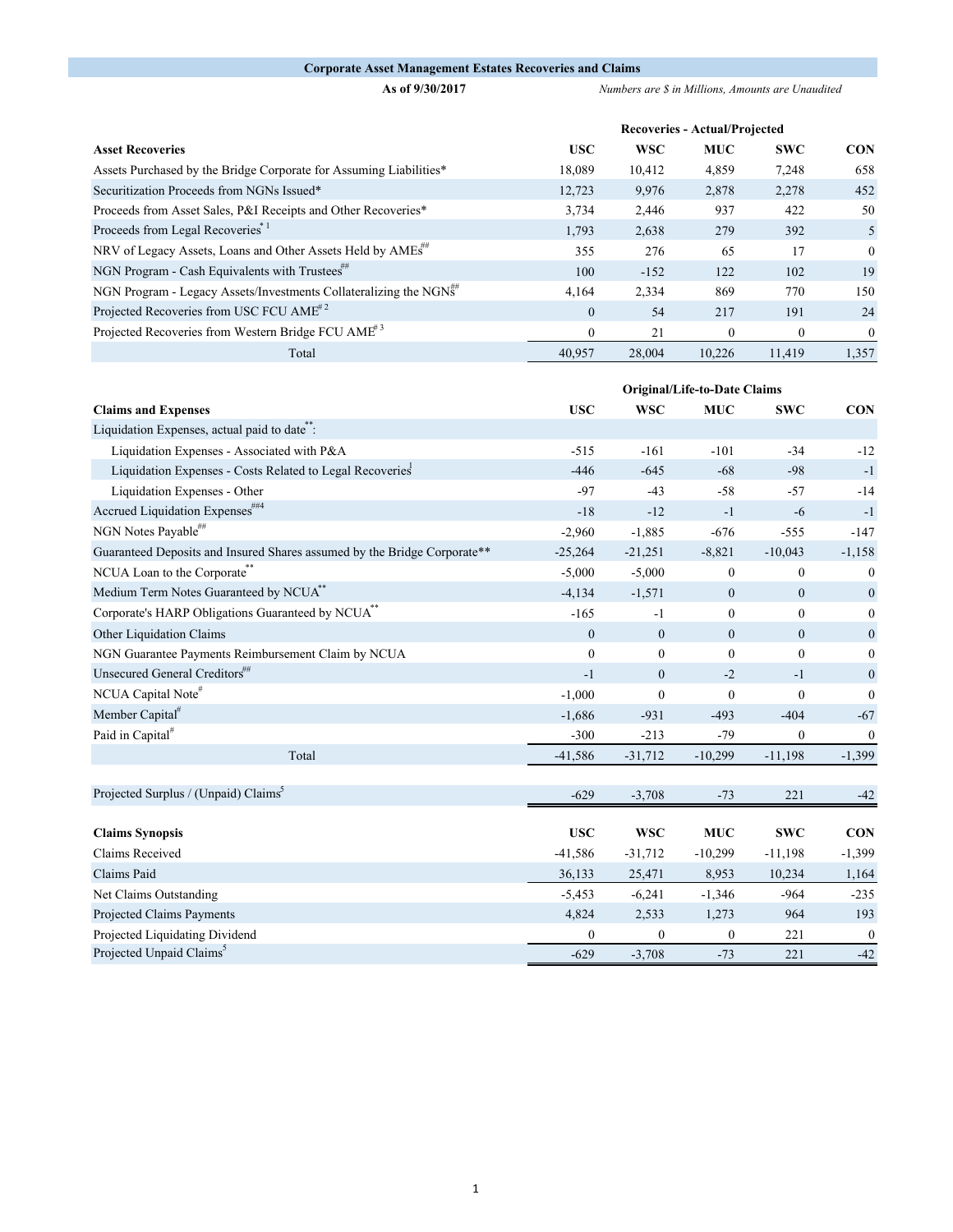## Corporate Asset Management Estates Recoveries and Claims

**As of 9/30/2017**

*Numbers are $ in Millions, Amounts are Unaudited*

| | Recoveries - Actual/Projected | | | | |
|---|---|---|---|---|---|
| **Asset Recoveries** | **USC** | **WSC** | **MUC** | **SWC** | **CON** |
| Assets Purchased by the Bridge Corporate for Assuming Liabilities* | 18,089 | 10,412 | 4,859 | 7,248 | 658 |
| Securitization Proceeds from NGNs Issued* | 12,723 | 9,976 | 2,878 | 2,278 | 452 |
| Proceeds from Asset Sales, P&I Receipts and Other Recoveries* | 3,734 | 2,446 | 937 | 422 | 50 |
| Proceeds from Legal Recoveries* [1] | 1,793 | 2,638 | 279 | 392 | 5 |
| NRV of Legacy Assets, Loans and Other Assets Held by AMEs## | 355 | 276 | 65 | 17 | 0 |
| NGN Program - Cash Equivalents with Trustees## | 100 | -152 | 122 | 102 | 19 |
| NGN Program - Legacy Assets/Investments Collateralizing the NGNs## | 4,164 | 2,334 | 869 | 770 | 150 |
| Projected Recoveries from USC FCU AME# [2] | 0 | 54 | 217 | 191 | 24 |
| Projected Recoveries from Western Bridge FCU AME# [3] | 0 | 21 | 0 | 0 | 0 |
| Total | 40,957 | 28,004 | 10,226 | 11,419 | 1,357 |

| | Original/Life-to-Date Claims | | | | |
|---|---|---|---|---|---|
| **Claims and Expenses** | **USC** | **WSC** | **MUC** | **SWC** | **CON** |
| Liquidation Expenses, actual paid to date**: | | | | | |
| Liquidation Expenses - Associated with P&A | -515 | -161 | -101 | -34 | -12 |
| Liquidation Expenses - Costs Related to Legal Recoveries[1] | -446 | -645 | -68 | -98 | -1 |
| Liquidation Expenses - Other | -97 | -43 | -58 | -57 | -14 |
| Accrued Liquidation Expenses##4 | -18 | -12 | -1 | -6 | -1 |
| NGN Notes Payable## | -2,960 | -1,885 | -676 | -555 | -147 |
| Guaranteed Deposits and Insured Shares assumed by the Bridge Corporate** | -25,264 | -21,251 | -8,821 | -10,043 | -1,158 |
| NCUA Loan to the Corporate** | -5,000 | -5,000 | 0 | 0 | 0 |
| Medium Term Notes Guaranteed by NCUA** | -4,134 | -1,571 | 0 | 0 | 0 |
| Corporate's HARP Obligations Guaranteed by NCUA** | -165 | -1 | 0 | 0 | 0 |
| Other Liquidation Claims | 0 | 0 | 0 | 0 | 0 |
| NGN Guarantee Payments Reimbursement Claim by NCUA | 0 | 0 | 0 | 0 | 0 |
| Unsecured General Creditors## | -1 | 0 | -2 | -1 | 0 |
| NCUA Capital Note# | -1,000 | 0 | 0 | 0 | 0 |
| Member Capital# | -1,686 | -931 | -493 | -404 | -67 |
| Paid in Capital# | -300 | -213 | -79 | 0 | 0 |
| Total | -41,586 | -31,712 | -10,299 | -11,198 | -1,399 |
| | | | | | |
| Projected Surplus / (Unpaid) Claims[5] | -629 | -3,708 | -73 | 221 | -42 |

| **Claims Synopsis** | **USC** | **WSC** | **MUC** | **SWC** | **CON** |
|---|---|---|---|---|---|
| Claims Received | -41,586 | -31,712 | -10,299 | -11,198 | -1,399 |
| Claims Paid | 36,133 | 25,471 | 8,953 | 10,234 | 1,164 |
| Net Claims Outstanding | -5,453 | -6,241 | -1,346 | -964 | -235 |
| Projected Claims Payments | 4,824 | 2,533 | 1,273 | 964 | 193 |
| Projected Liquidating Dividend | 0 | 0 | 0 | 221 | 0 |
| Projected Unpaid Claims[5] | -629 | -3,708 | -73 | 221 | -42 |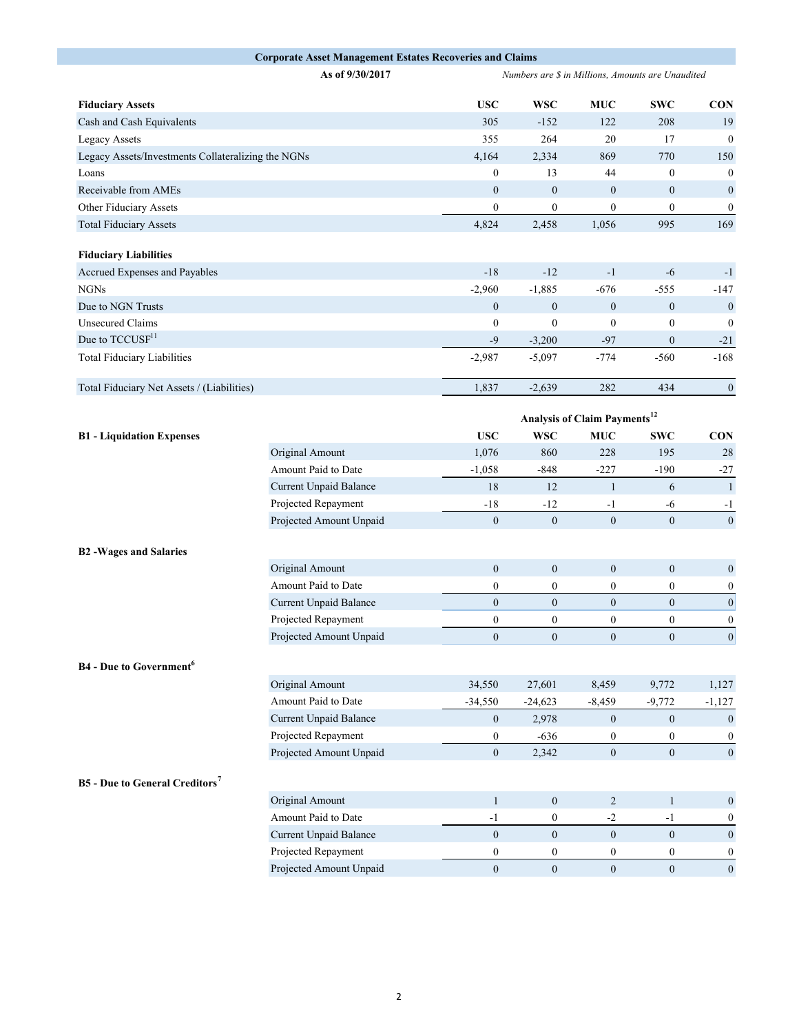## Corporate Asset Management Estates Recoveries and Claims

**As of 9/30/2017**

*Numbers are $ in Millions, Amounts are Unaudited*

| Fiduciary Assets | USC | WSC | MUC | SWC | CON |
|---|---|---|---|---|---|
| Cash and Cash Equivalents | 305 | -152 | 122 | 208 | 19 |
| Legacy Assets | 355 | 264 | 20 | 17 | 0 |
| Legacy Assets/Investments Collateralizing the NGNs | 4,164 | 2,334 | 869 | 770 | 150 |
| Loans | 0 | 13 | 44 | 0 | 0 |
| Receivable from AMEs | 0 | 0 | 0 | 0 | 0 |
| Other Fiduciary Assets | 0 | 0 | 0 | 0 | 0 |
| Total Fiduciary Assets | 4,824 | 2,458 | 1,056 | 995 | 169 |

| Fiduciary Liabilities | USC | WSC | MUC | SWC | CON |
|---|---|---|---|---|---|
| Accrued Expenses and Payables | -18 | -12 | -1 | -6 | -1 |
| NGNs | -2,960 | -1,885 | -676 | -555 | -147 |
| Due to NGN Trusts | 0 | 0 | 0 | 0 | 0 |
| Unsecured Claims | 0 | 0 | 0 | 0 | 0 |
| Due to TCCUSF[11] | -9 | -3,200 | -97 | 0 | -21 |
| Total Fiduciary Liabilities | -2,987 | -5,097 | -774 | -560 | -168 |
| Total Fiduciary Net Assets / (Liabilities) | 1,837 | -2,639 | 282 | 434 | 0 |

**Analysis of Claim Payments[12]**

| | | USC | WSC | MUC | SWC | CON |
|---|---|---|---|---|---|---|
| **B1 - Liquidation Expenses** | Original Amount | 1,076 | 860 | 228 | 195 | 28 |
| | Amount Paid to Date | -1,058 | -848 | -227 | -190 | -27 |
| | Current Unpaid Balance | 18 | 12 | 1 | 6 | 1 |
| | Projected Repayment | -18 | -12 | -1 | -6 | -1 |
| | Projected Amount Unpaid | 0 | 0 | 0 | 0 | 0 |
| **B2 -Wages and Salaries** | Original Amount | 0 | 0 | 0 | 0 | 0 |
| | Amount Paid to Date | 0 | 0 | 0 | 0 | 0 |
| | Current Unpaid Balance | 0 | 0 | 0 | 0 | 0 |
| | Projected Repayment | 0 | 0 | 0 | 0 | 0 |
| | Projected Amount Unpaid | 0 | 0 | 0 | 0 | 0 |
| **B4 - Due to Government[6]** | Original Amount | 34,550 | 27,601 | 8,459 | 9,772 | 1,127 |
| | Amount Paid to Date | -34,550 | -24,623 | -8,459 | -9,772 | -1,127 |
| | Current Unpaid Balance | 0 | 2,978 | 0 | 0 | 0 |
| | Projected Repayment | 0 | -636 | 0 | 0 | 0 |
| | Projected Amount Unpaid | 0 | 2,342 | 0 | 0 | 0 |
| **B5 - Due to General Creditors[7]** | Original Amount | 1 | 0 | 2 | 1 | 0 |
| | Amount Paid to Date | -1 | 0 | -2 | -1 | 0 |
| | Current Unpaid Balance | 0 | 0 | 0 | 0 | 0 |
| | Projected Repayment | 0 | 0 | 0 | 0 | 0 |
| | Projected Amount Unpaid | 0 | 0 | 0 | 0 | 0 |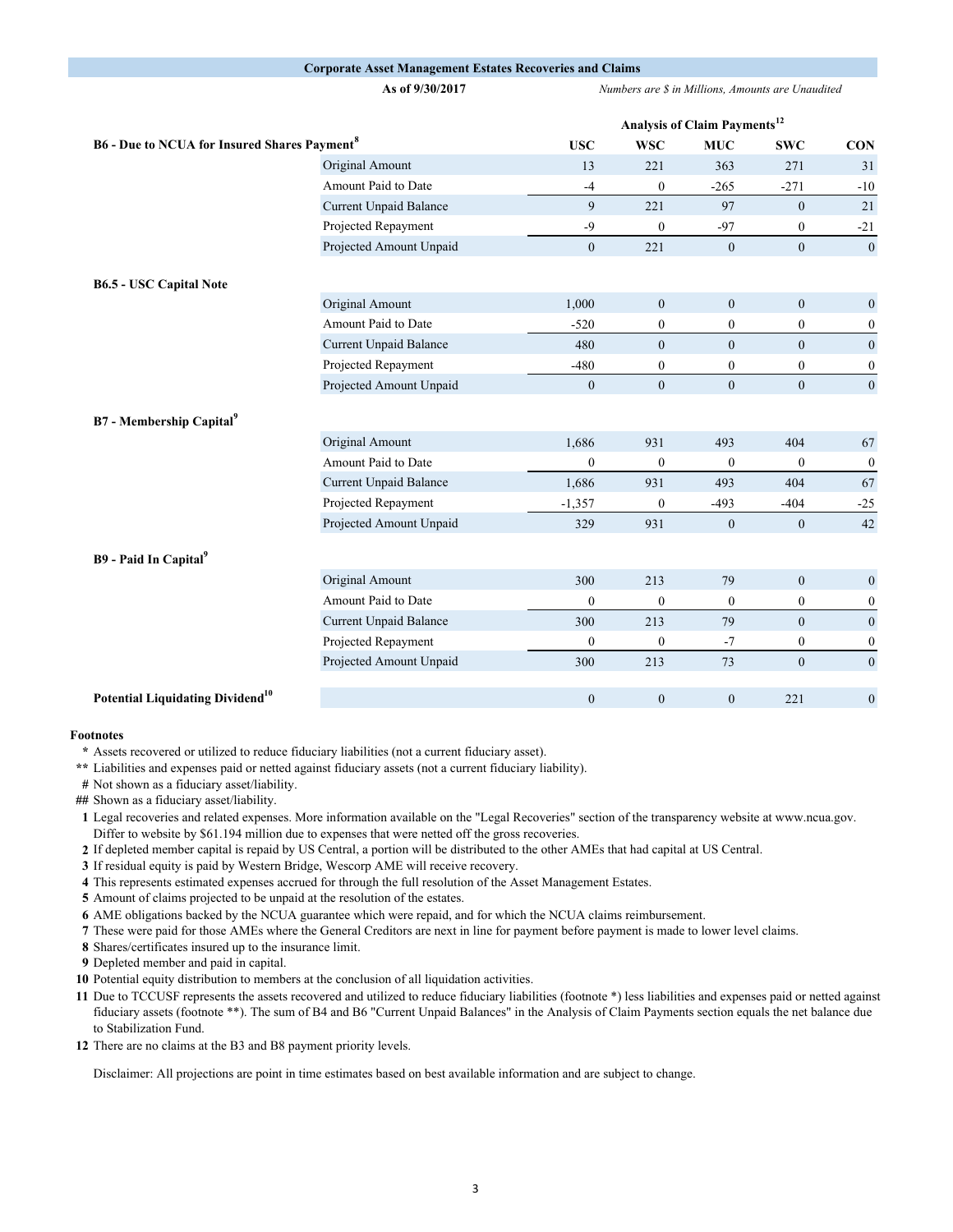## Corporate Asset Management Estates Recoveries and Claims

**As of 9/30/2017**

*Numbers are $ in Millions, Amounts are Unaudited*

| | | Analysis of Claim Payments[12] | | | | |
|---|---|---|---|---|---|---|
| | | **USC** | **WSC** | **MUC** | **SWC** | **CON** |
| **B6 - Due to NCUA for Insured Shares Payment[8]** | Original Amount | 13 | 221 | 363 | 271 | 31 |
| | Amount Paid to Date | -4 | 0 | -265 | -271 | -10 |
| | Current Unpaid Balance | 9 | 221 | 97 | 0 | 21 |
| | Projected Repayment | -9 | 0 | -97 | 0 | -21 |
| | Projected Amount Unpaid | 0 | 221 | 0 | 0 | 0 |
| **B6.5 - USC Capital Note** | Original Amount | 1,000 | 0 | 0 | 0 | 0 |
| | Amount Paid to Date | -520 | 0 | 0 | 0 | 0 |
| | Current Unpaid Balance | 480 | 0 | 0 | 0 | 0 |
| | Projected Repayment | -480 | 0 | 0 | 0 | 0 |
| | Projected Amount Unpaid | 0 | 0 | 0 | 0 | 0 |
| **B7 - Membership Capital[9]** | Original Amount | 1,686 | 931 | 493 | 404 | 67 |
| | Amount Paid to Date | 0 | 0 | 0 | 0 | 0 |
| | Current Unpaid Balance | 1,686 | 931 | 493 | 404 | 67 |
| | Projected Repayment | -1,357 | 0 | -493 | -404 | -25 |
| | Projected Amount Unpaid | 329 | 931 | 0 | 0 | 42 |
| **B9 - Paid In Capital[9]** | Original Amount | 300 | 213 | 79 | 0 | 0 |
| | Amount Paid to Date | 0 | 0 | 0 | 0 | 0 |
| | Current Unpaid Balance | 300 | 213 | 79 | 0 | 0 |
| | Projected Repayment | 0 | 0 | -7 | 0 | 0 |
| | Projected Amount Unpaid | 300 | 213 | 73 | 0 | 0 |
| **Potential Liquidating Dividend[10]** | | 0 | 0 | 0 | 221 | 0 |

**Footnotes**

\* Assets recovered or utilized to reduce fiduciary liabilities (not a current fiduciary asset).
** Liabilities and expenses paid or netted against fiduciary assets (not a current fiduciary liability).
# Not shown as a fiduciary asset/liability.
## Shown as a fiduciary asset/liability.
1 Legal recoveries and related expenses. More information available on the "Legal Recoveries" section of the transparency website at www.ncua.gov. Differ to website by $61.194 million due to expenses that were netted off the gross recoveries.
2 If depleted member capital is repaid by US Central, a portion will be distributed to the other AMEs that had capital at US Central.
3 If residual equity is paid by Western Bridge, Wescorp AME will receive recovery.
4 This represents estimated expenses accrued for through the full resolution of the Asset Management Estates.
5 Amount of claims projected to be unpaid at the resolution of the estates.
6 AME obligations backed by the NCUA guarantee which were repaid, and for which the NCUA claims reimbursement.
7 These were paid for those AMEs where the General Creditors are next in line for payment before payment is made to lower level claims.
8 Shares/certificates insured up to the insurance limit.
9 Depleted member and paid in capital.
10 Potential equity distribution to members at the conclusion of all liquidation activities.
11 Due to TCCUSF represents the assets recovered and utilized to reduce fiduciary liabilities (footnote *) less liabilities and expenses paid or netted against fiduciary assets (footnote **). The sum of B4 and B6 "Current Unpaid Balances" in the Analysis of Claim Payments section equals the net balance due to Stabilization Fund.
12 There are no claims at the B3 and B8 payment priority levels.

Disclaimer: All projections are point in time estimates based on best available information and are subject to change.